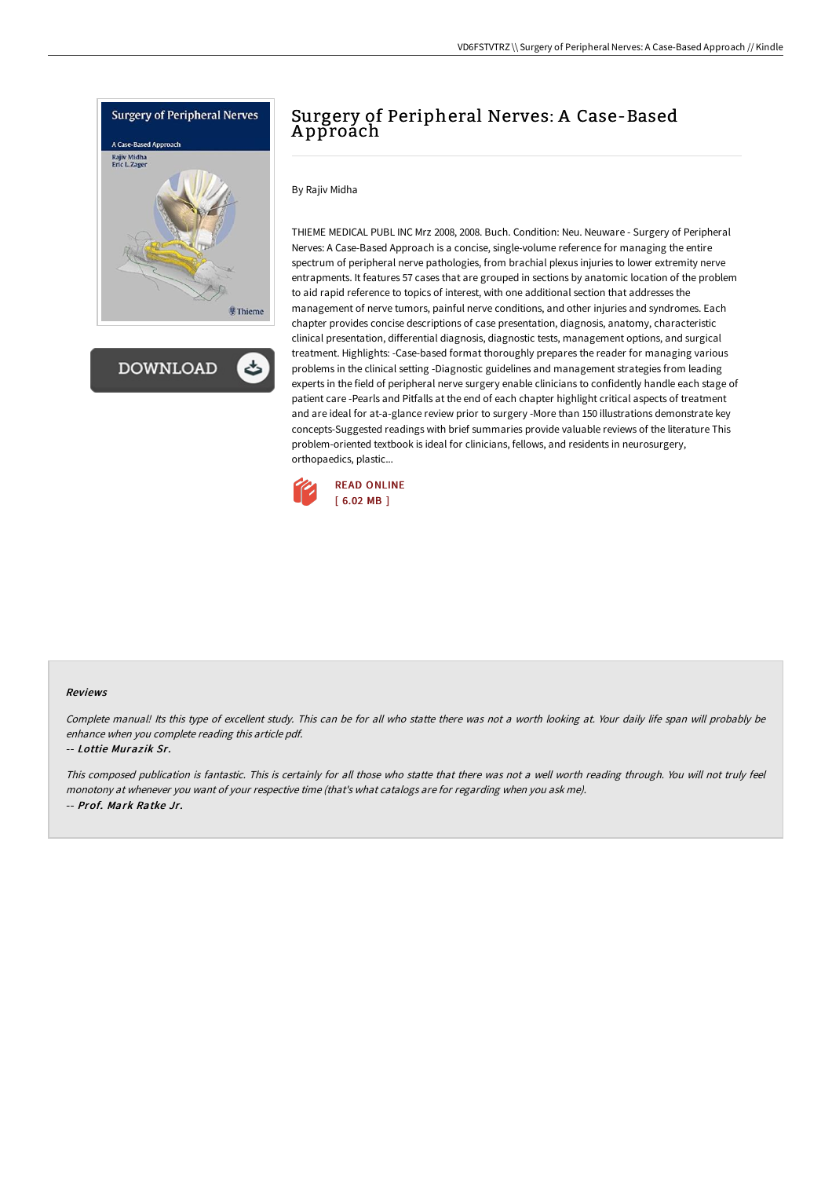# Surgery of Peripheral Nerves: A Case-Based Approach

By Rajiv Midha

THIEME MEDICAL PUBL INC Mrz 2008, 2008. Buch. Condition: Neu. Neuware - Surgery of Peripheral Nerves: A Case-Based Approach is a concise, single-volume reference for managing the entire spectrum of peripheral nerve pathologies, from brachial plexus injuries to lower extremity nerve entrapments. It features 57 cases that are grouped in sections by anatomic location of the problem to aid rapid reference to topics of interest, with one additional section that addresses the management of nerve tumors, painful nerve conditions, and other injuries and syndromes. Each chapter provides concise descriptions of case presentation, diagnosis, anatomy, characteristic clinical presentation, differential diagnosis, diagnostic tests, management options, and surgical treatment. Highlights: -Case-based format thoroughly prepares the reader for managing various problems in the clinical setting -Diagnostic guidelines and management strategies from leading experts in the field of peripheral nerve surgery enable clinicians to confidently handle each stage of patient care -Pearls and Pitfalls at the end of each chapter highlight critical aspects of treatment and are ideal for at-a-glance review prior to surgery -More than 150 illustrations demonstrate key concepts-Suggested readings with brief summaries provide valuable reviews of the literature This problem-oriented textbook is ideal for clinicians, fellows, and residents in neurosurgery, orthopaedics, plastic...

READ ONLINE
[ 6.02 MB ]

DOWNLOAD

### Reviews

*Complete manual! Its this type of excellent study. This can be for all who statte there was not a worth looking at. Your daily life span will probably be enhance when you complete reading this article pdf.*

*-- Lottie Murazik Sr.*

*This composed publication is fantastic. This is certainly for all those who statte that there was not a well worth reading through. You will not truly feel monotony at whenever you want of your respective time (that's what catalogs are for regarding when you ask me).*

*-- Prof. Mark Ratke Jr.*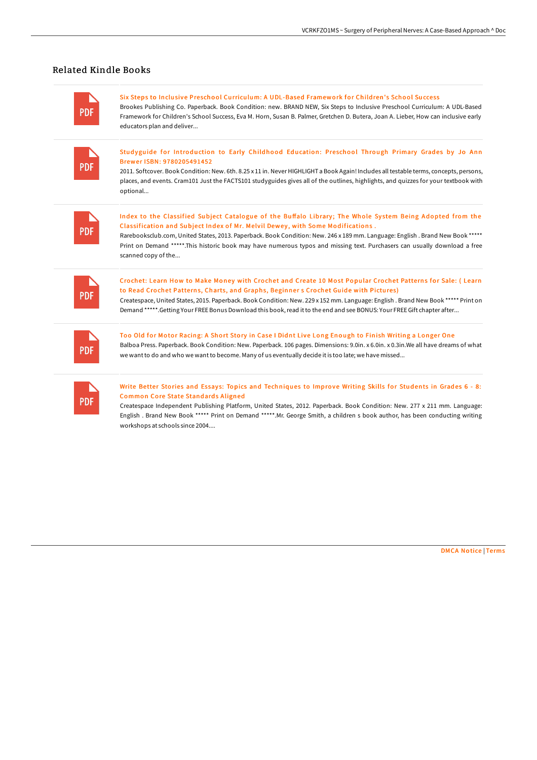## Related Kindle Books

**Six Steps to Inclusive Preschool Curriculum: A UDL-Based Framework for Children's School Success**

Brookes Publishing Co. Paperback. Book Condition: new. BRAND NEW, Six Steps to Inclusive Preschool Curriculum: A UDL-Based Framework for Children's School Success, Eva M. Horn, Susan B. Palmer, Gretchen D. Butera, Joan A. Lieber, How can inclusive early educators plan and deliver...

**Studyguide for Introduction to Early Childhood Education: Preschool Through Primary Grades by Jo Ann Brewer ISBN: 9780205491452**

2011. Softcover. Book Condition: New. 6th. 8.25 x 11 in. Never HIGHLIGHT a Book Again! Includes all testable terms, concepts, persons, places, and events. Cram101 Just the FACTS101 studyguides gives all of the outlines, highlights, and quizzes for your textbook with optional...

**Index to the Classified Subject Catalogue of the Buffalo Library; The Whole System Being Adopted from the Classification and Subject Index of Mr. Melvil Dewey, with Some Modifications .**

Rarebooksclub.com, United States, 2013. Paperback. Book Condition: New. 246 x 189 mm. Language: English . Brand New Book ***** Print on Demand *****.This historic book may have numerous typos and missing text. Purchasers can usually download a free scanned copy of the...

**Crochet: Learn How to Make Money with Crochet and Create 10 Most Popular Crochet Patterns for Sale: ( Learn to Read Crochet Patterns, Charts, and Graphs, Beginner s Crochet Guide with Pictures)**

Createspace, United States, 2015. Paperback. Book Condition: New. 229 x 152 mm. Language: English . Brand New Book ***** Print on Demand *****.Getting Your FREE Bonus Download this book, read it to the end and see BONUS: Your FREE Gift chapter after...

**Too Old for Motor Racing: A Short Story in Case I Didnt Live Long Enough to Finish Writing a Longer One**

Balboa Press. Paperback. Book Condition: New. Paperback. 106 pages. Dimensions: 9.0in. x 6.0in. x 0.3in.We all have dreams of what we want to do and who we want to become. Many of us eventually decide it is too late; we have missed...

**Write Better Stories and Essays: Topics and Techniques to Improve Writing Skills for Students in Grades 6 - 8: Common Core State Standards Aligned**

Createspace Independent Publishing Platform, United States, 2012. Paperback. Book Condition: New. 277 x 211 mm. Language: English . Brand New Book ***** Print on Demand *****.Mr. George Smith, a children s book author, has been conducting writing workshops at schools since 2004....